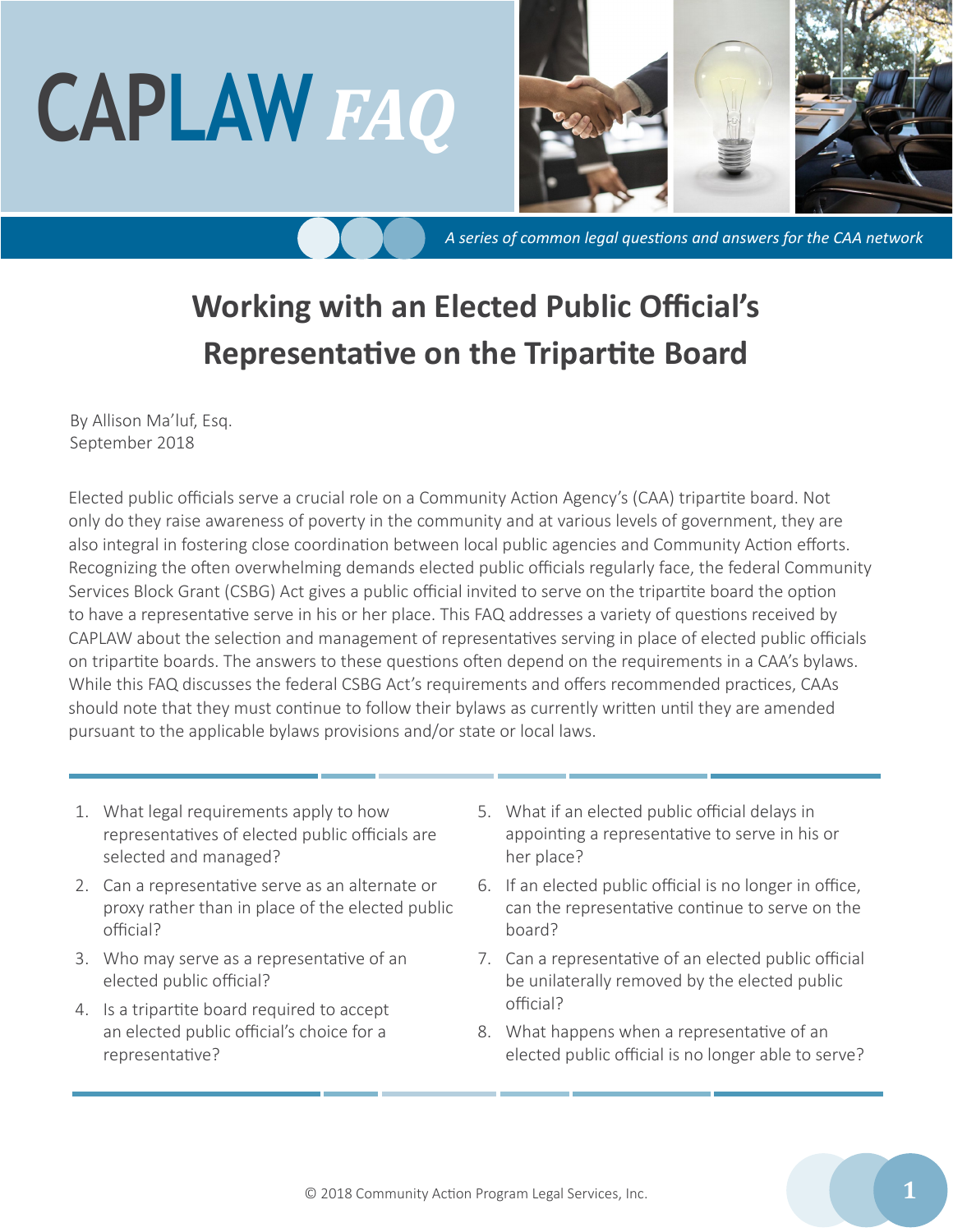CAPLAW *FAQ*

*A series of common legal questions and answers for the CAA network*

# Working with an Elected Public Official's Representative on the Tripartite Board

By Allison Ma'luf, Esq.
September 2018

Elected public officials serve a crucial role on a Community Action Agency's (CAA) tripartite board. Not only do they raise awareness of poverty in the community and at various levels of government, they are also integral in fostering close coordination between local public agencies and Community Action efforts. Recognizing the often overwhelming demands elected public officials regularly face, the federal Community Services Block Grant (CSBG) Act gives a public official invited to serve on the tripartite board the option to have a representative serve in his or her place. This FAQ addresses a variety of questions received by CAPLAW about the selection and management of representatives serving in place of elected public officials on tripartite boards. The answers to these questions often depend on the requirements in a CAA's bylaws. While this FAQ discusses the federal CSBG Act's requirements and offers recommended practices, CAAs should note that they must continue to follow their bylaws as currently written until they are amended pursuant to the applicable bylaws provisions and/or state or local laws.

1. What legal requirements apply to how representatives of elected public officials are selected and managed?
2. Can a representative serve as an alternate or proxy rather than in place of the elected public official?
3. Who may serve as a representative of an elected public official?
4. Is a tripartite board required to accept an elected public official's choice for a representative?
5. What if an elected public official delays in appointing a representative to serve in his or her place?
6. If an elected public official is no longer in office, can the representative continue to serve on the board?
7. Can a representative of an elected public official be unilaterally removed by the elected public official?
8. What happens when a representative of an elected public official is no longer able to serve?

© 2018 Community Action Program Legal Services, Inc.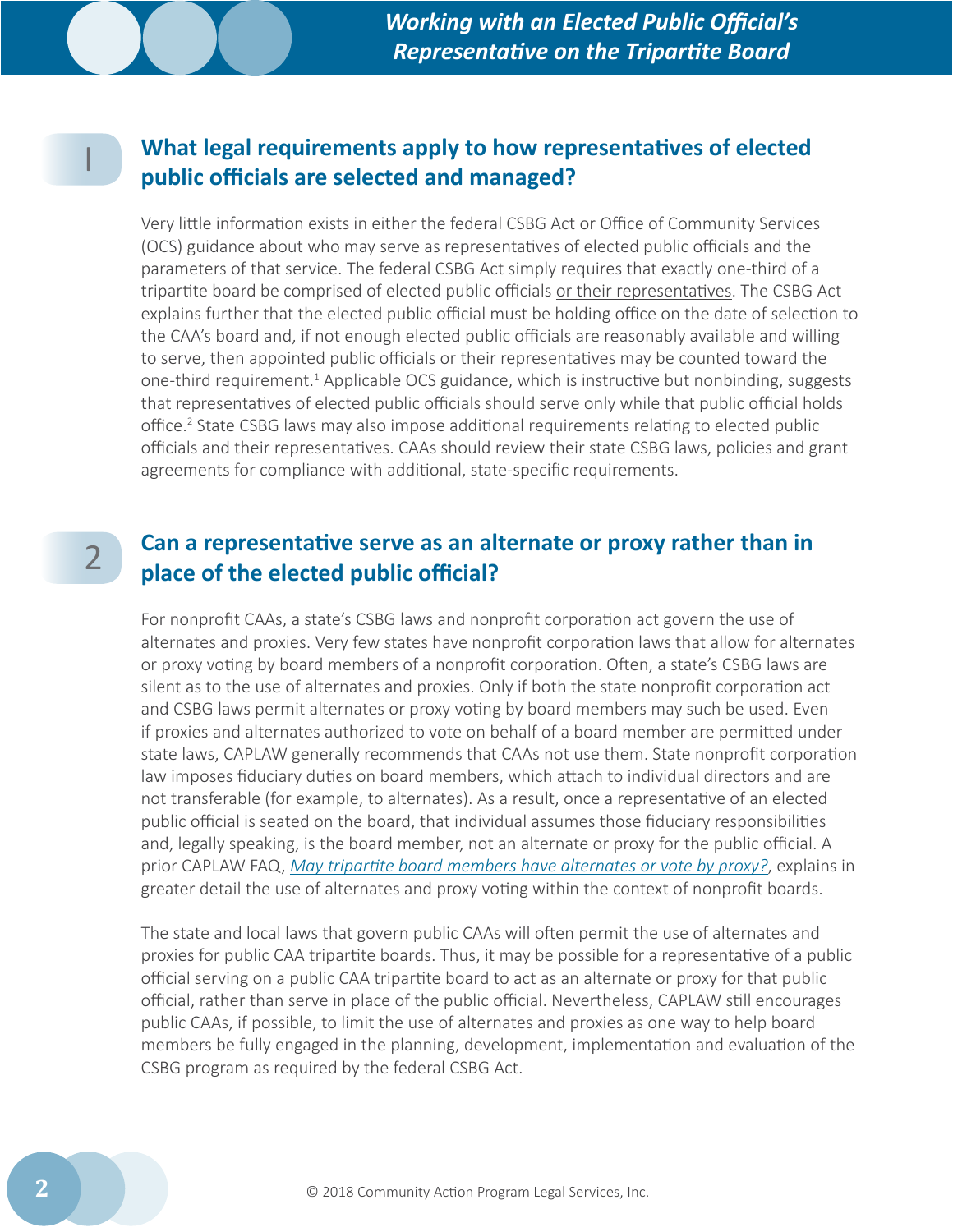## 1 What legal requirements apply to how representatives of elected public officials are selected and managed?

Very little information exists in either the federal CSBG Act or Office of Community Services (OCS) guidance about who may serve as representatives of elected public officials and the parameters of that service. The federal CSBG Act simply requires that exactly one-third of a tripartite board be comprised of elected public officials or their representatives. The CSBG Act explains further that the elected public official must be holding office on the date of selection to the CAA's board and, if not enough elected public officials are reasonably available and willing to serve, then appointed public officials or their representatives may be counted toward the one-third requirement.[1] Applicable OCS guidance, which is instructive but nonbinding, suggests that representatives of elected public officials should serve only while that public official holds office.[2] State CSBG laws may also impose additional requirements relating to elected public officials and their representatives. CAAs should review their state CSBG laws, policies and grant agreements for compliance with additional, state-specific requirements.

## 2 Can a representative serve as an alternate or proxy rather than in place of the elected public official?

For nonprofit CAAs, a state's CSBG laws and nonprofit corporation act govern the use of alternates and proxies. Very few states have nonprofit corporation laws that allow for alternates or proxy voting by board members of a nonprofit corporation. Often, a state's CSBG laws are silent as to the use of alternates and proxies. Only if both the state nonprofit corporation act and CSBG laws permit alternates or proxy voting by board members may such be used. Even if proxies and alternates authorized to vote on behalf of a board member are permitted under state laws, CAPLAW generally recommends that CAAs not use them. State nonprofit corporation law imposes fiduciary duties on board members, which attach to individual directors and are not transferable (for example, to alternates). As a result, once a representative of an elected public official is seated on the board, that individual assumes those fiduciary responsibilities and, legally speaking, is the board member, not an alternate or proxy for the public official. A prior CAPLAW FAQ, *May tripartite board members have alternates or vote by proxy?*, explains in greater detail the use of alternates and proxy voting within the context of nonprofit boards.

The state and local laws that govern public CAAs will often permit the use of alternates and proxies for public CAA tripartite boards. Thus, it may be possible for a representative of a public official serving on a public CAA tripartite board to act as an alternate or proxy for that public official, rather than serve in place of the public official. Nevertheless, CAPLAW still encourages public CAAs, if possible, to limit the use of alternates and proxies as one way to help board members be fully engaged in the planning, development, implementation and evaluation of the CSBG program as required by the federal CSBG Act.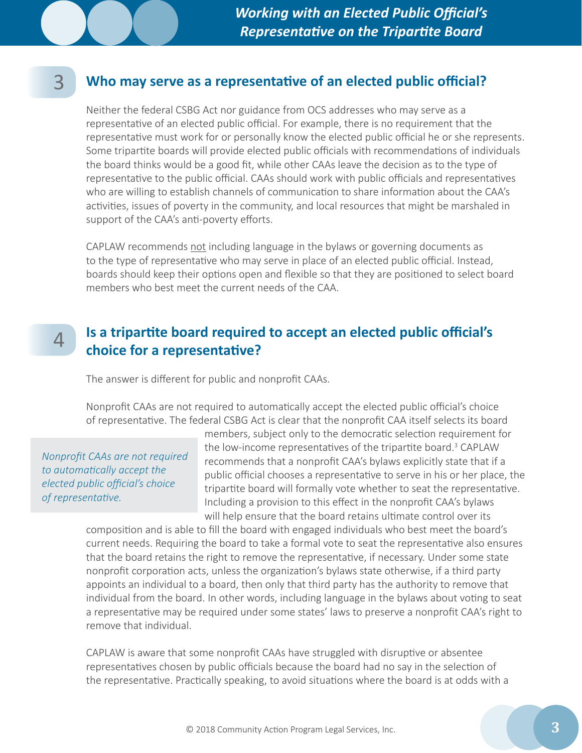## 3 Who may serve as a representative of an elected public official?

Neither the federal CSBG Act nor guidance from OCS addresses who may serve as a representative of an elected public official. For example, there is no requirement that the representative must work for or personally know the elected public official he or she represents. Some tripartite boards will provide elected public officials with recommendations of individuals the board thinks would be a good fit, while other CAAs leave the decision as to the type of representative to the public official. CAAs should work with public officials and representatives who are willing to establish channels of communication to share information about the CAA's activities, issues of poverty in the community, and local resources that might be marshaled in support of the CAA's anti-poverty efforts.

CAPLAW recommends not including language in the bylaws or governing documents as to the type of representative who may serve in place of an elected public official. Instead, boards should keep their options open and flexible so that they are positioned to select board members who best meet the current needs of the CAA.

## 4 Is a tripartite board required to accept an elected public official's choice for a representative?

The answer is different for public and nonprofit CAAs.

Nonprofit CAAs are not required to automatically accept the elected public official's choice of representative. The federal CSBG Act is clear that the nonprofit CAA itself selects its board members, subject only to the democratic selection requirement for the low-income representatives of the tripartite board.[3] CAPLAW recommends that a nonprofit CAA's bylaws explicitly state that if a public official chooses a representative to serve in his or her place, the tripartite board will formally vote whether to seat the representative. Including a provision to this effect in the nonprofit CAA's bylaws will help ensure that the board retains ultimate control over its composition and is able to fill the board with engaged individuals who best meet the board's current needs. Requiring the board to take a formal vote to seat the representative also ensures that the board retains the right to remove the representative, if necessary. Under some state nonprofit corporation acts, unless the organization's bylaws state otherwise, if a third party appoints an individual to a board, then only that third party has the authority to remove that individual from the board. In other words, including language in the bylaws about voting to seat a representative may be required under some states' laws to preserve a nonprofit CAA's right to remove that individual.

*Nonprofit CAAs are not required to automatically accept the elected public official's choice of representative.*

CAPLAW is aware that some nonprofit CAAs have struggled with disruptive or absentee representatives chosen by public officials because the board had no say in the selection of the representative. Practically speaking, to avoid situations where the board is at odds with a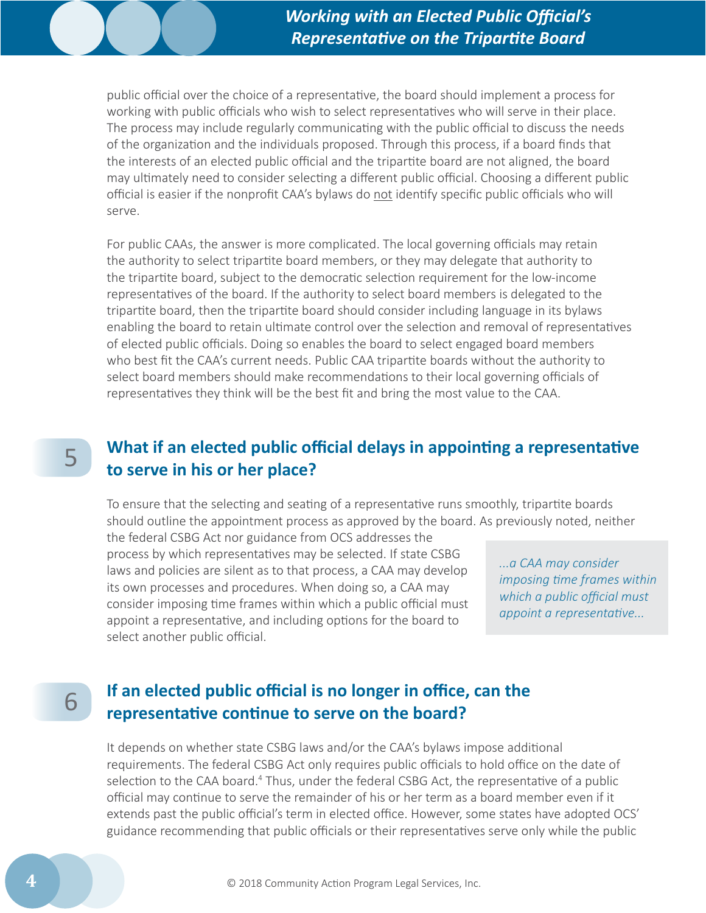public official over the choice of a representative, the board should implement a process for working with public officials who wish to select representatives who will serve in their place. The process may include regularly communicating with the public official to discuss the needs of the organization and the individuals proposed. Through this process, if a board finds that the interests of an elected public official and the tripartite board are not aligned, the board may ultimately need to consider selecting a different public official. Choosing a different public official is easier if the nonprofit CAA's bylaws do not identify specific public officials who will serve.

For public CAAs, the answer is more complicated. The local governing officials may retain the authority to select tripartite board members, or they may delegate that authority to the tripartite board, subject to the democratic selection requirement for the low-income representatives of the board. If the authority to select board members is delegated to the tripartite board, then the tripartite board should consider including language in its bylaws enabling the board to retain ultimate control over the selection and removal of representatives of elected public officials. Doing so enables the board to select engaged board members who best fit the CAA's current needs. Public CAA tripartite boards without the authority to select board members should make recommendations to their local governing officials of representatives they think will be the best fit and bring the most value to the CAA.

## 5 What if an elected public official delays in appointing a representative to serve in his or her place?

To ensure that the selecting and seating of a representative runs smoothly, tripartite boards should outline the appointment process as approved by the board. As previously noted, neither the federal CSBG Act nor guidance from OCS addresses the process by which representatives may be selected. If state CSBG laws and policies are silent as to that process, a CAA may develop its own processes and procedures. When doing so, a CAA may consider imposing time frames within which a public official must appoint a representative, and including options for the board to select another public official.

> *...a CAA may consider imposing time frames within which a public official must appoint a representative...*

## 6 If an elected public official is no longer in office, can the representative continue to serve on the board?

It depends on whether state CSBG laws and/or the CAA's bylaws impose additional requirements. The federal CSBG Act only requires public officials to hold office on the date of selection to the CAA board.[4] Thus, under the federal CSBG Act, the representative of a public official may continue to serve the remainder of his or her term as a board member even if it extends past the public official's term in elected office. However, some states have adopted OCS' guidance recommending that public officials or their representatives serve only while the public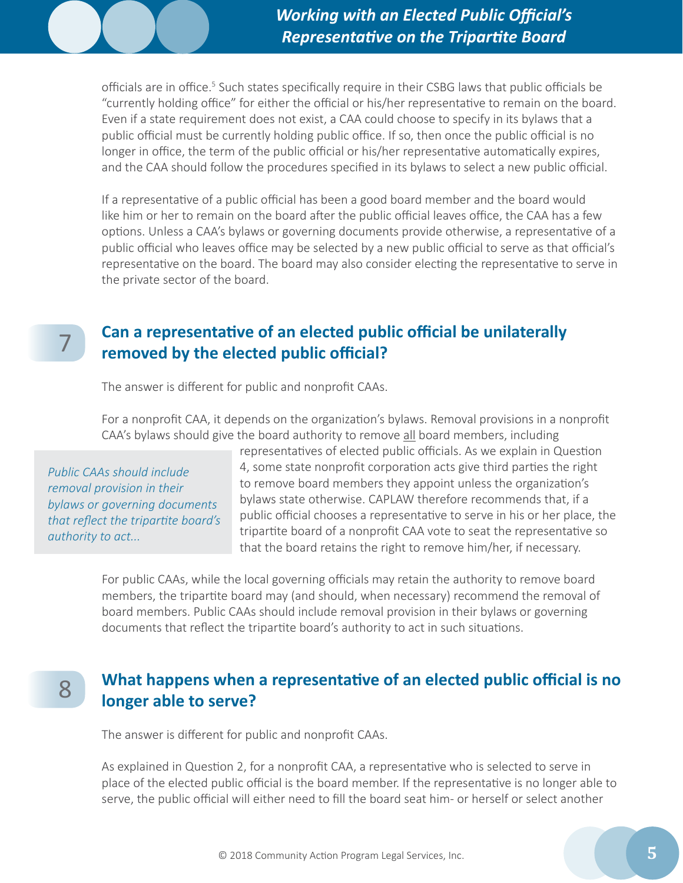officials are in office.[5] Such states specifically require in their CSBG laws that public officials be "currently holding office" for either the official or his/her representative to remain on the board. Even if a state requirement does not exist, a CAA could choose to specify in its bylaws that a public official must be currently holding public office. If so, then once the public official is no longer in office, the term of the public official or his/her representative automatically expires, and the CAA should follow the procedures specified in its bylaws to select a new public official.

If a representative of a public official has been a good board member and the board would like him or her to remain on the board after the public official leaves office, the CAA has a few options. Unless a CAA's bylaws or governing documents provide otherwise, a representative of a public official who leaves office may be selected by a new public official to serve as that official's representative on the board. The board may also consider electing the representative to serve in the private sector of the board.

## 7 Can a representative of an elected public official be unilaterally removed by the elected public official?

The answer is different for public and nonprofit CAAs.

For a nonprofit CAA, it depends on the organization's bylaws. Removal provisions in a nonprofit CAA's bylaws should give the board authority to remove all board members, including representatives of elected public officials. As we explain in Question 4, some state nonprofit corporation acts give third parties the right to remove board members they appoint unless the organization's bylaws state otherwise. CAPLAW therefore recommends that, if a public official chooses a representative to serve in his or her place, the tripartite board of a nonprofit CAA vote to seat the representative so that the board retains the right to remove him/her, if necessary.

> *Public CAAs should include removal provision in their bylaws or governing documents that reflect the tripartite board's authority to act...*

For public CAAs, while the local governing officials may retain the authority to remove board members, the tripartite board may (and should, when necessary) recommend the removal of board members. Public CAAs should include removal provision in their bylaws or governing documents that reflect the tripartite board's authority to act in such situations.

## 8 What happens when a representative of an elected public official is no longer able to serve?

The answer is different for public and nonprofit CAAs.

As explained in Question 2, for a nonprofit CAA, a representative who is selected to serve in place of the elected public official is the board member. If the representative is no longer able to serve, the public official will either need to fill the board seat him- or herself or select another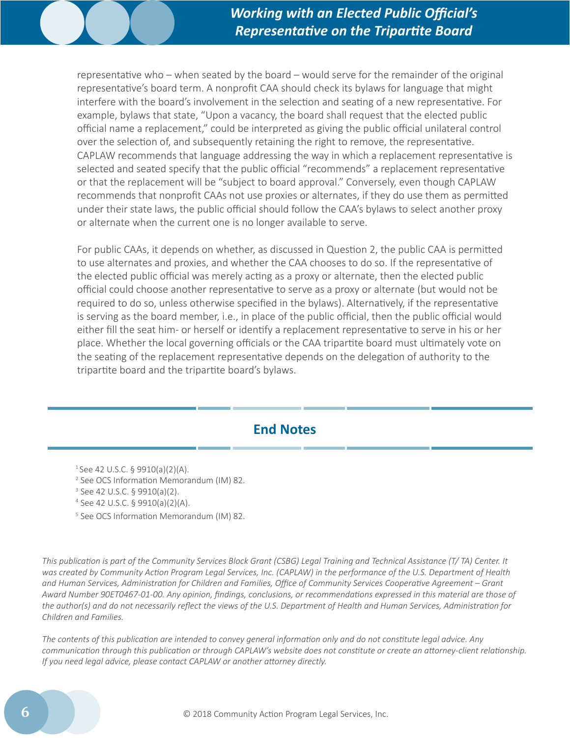representative who – when seated by the board – would serve for the remainder of the original representative's board term. A nonprofit CAA should check its bylaws for language that might interfere with the board's involvement in the selection and seating of a new representative. For example, bylaws that state, "Upon a vacancy, the board shall request that the elected public official name a replacement," could be interpreted as giving the public official unilateral control over the selection of, and subsequently retaining the right to remove, the representative. CAPLAW recommends that language addressing the way in which a replacement representative is selected and seated specify that the public official "recommends" a replacement representative or that the replacement will be "subject to board approval." Conversely, even though CAPLAW recommends that nonprofit CAAs not use proxies or alternates, if they do use them as permitted under their state laws, the public official should follow the CAA's bylaws to select another proxy or alternate when the current one is no longer available to serve.

For public CAAs, it depends on whether, as discussed in Question 2, the public CAA is permitted to use alternates and proxies, and whether the CAA chooses to do so. If the representative of the elected public official was merely acting as a proxy or alternate, then the elected public official could choose another representative to serve as a proxy or alternate (but would not be required to do so, unless otherwise specified in the bylaws). Alternatively, if the representative is serving as the board member, i.e., in place of the public official, then the public official would either fill the seat him- or herself or identify a replacement representative to serve in his or her place. Whether the local governing officials or the CAA tripartite board must ultimately vote on the seating of the replacement representative depends on the delegation of authority to the tripartite board and the tripartite board's bylaws.

## End Notes

[1] See 42 U.S.C. § 9910(a)(2)(A).
[2] See OCS Information Memorandum (IM) 82.
[3] See 42 U.S.C. § 9910(a)(2).
[4] See 42 U.S.C. § 9910(a)(2)(A).
[5] See OCS Information Memorandum (IM) 82.

*This publication is part of the Community Services Block Grant (CSBG) Legal Training and Technical Assistance (T/ TA) Center. It was created by Community Action Program Legal Services, Inc. (CAPLAW) in the performance of the U.S. Department of Health and Human Services, Administration for Children and Families, Office of Community Services Cooperative Agreement – Grant Award Number 90ET0467-01-00. Any opinion, findings, conclusions, or recommendations expressed in this material are those of the author(s) and do not necessarily reflect the views of the U.S. Department of Health and Human Services, Administration for Children and Families.*

*The contents of this publication are intended to convey general information only and do not constitute legal advice. Any communication through this publication or through CAPLAW's website does not constitute or create an attorney-client relationship. If you need legal advice, please contact CAPLAW or another attorney directly.*

© 2018 Community Action Program Legal Services, Inc.